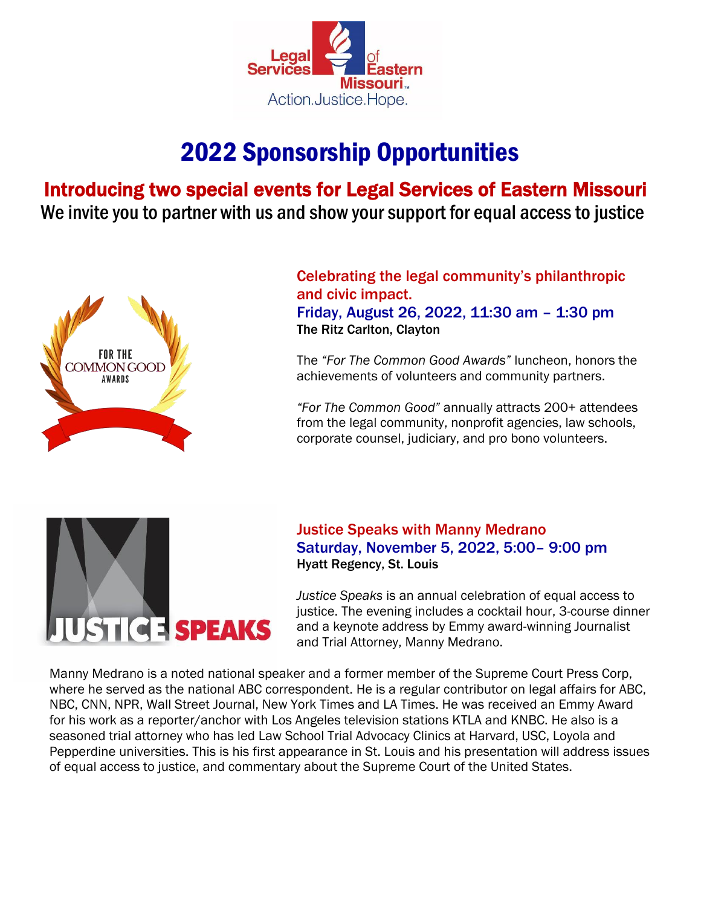Legal Services of Eastern Missouri
Action.Justice.Hope.

# 2022 Sponsorship Opportunities

## Introducing two special events for Legal Services of Eastern Missouri

We invite you to partner with us and show your support for equal access to justice

FOR THE COMMON GOOD AWARDS

### Celebrating the legal community's philanthropic and civic impact.

**Friday, August 26, 2022, 11:30 am – 1:30 pm**

**The Ritz Carlton, Clayton**

The *"For The Common Good Awards"* luncheon, honors the achievements of volunteers and community partners.

*"For The Common Good"* annually attracts 200+ attendees from the legal community, nonprofit agencies, law schools, corporate counsel, judiciary, and pro bono volunteers.

JUSTICE SPEAKS

### Justice Speaks with Manny Medrano

**Saturday, November 5, 2022, 5:00– 9:00 pm**

**Hyatt Regency, St. Louis**

*Justice Speaks* is an annual celebration of equal access to justice. The evening includes a cocktail hour, 3-course dinner and a keynote address by Emmy award-winning Journalist and Trial Attorney, Manny Medrano.

Manny Medrano is a noted national speaker and a former member of the Supreme Court Press Corp, where he served as the national ABC correspondent. He is a regular contributor on legal affairs for ABC, NBC, CNN, NPR, Wall Street Journal, New York Times and LA Times. He was received an Emmy Award for his work as a reporter/anchor with Los Angeles television stations KTLA and KNBC. He also is a seasoned trial attorney who has led Law School Trial Advocacy Clinics at Harvard, USC, Loyola and Pepperdine universities. This is his first appearance in St. Louis and his presentation will address issues of equal access to justice, and commentary about the Supreme Court of the United States.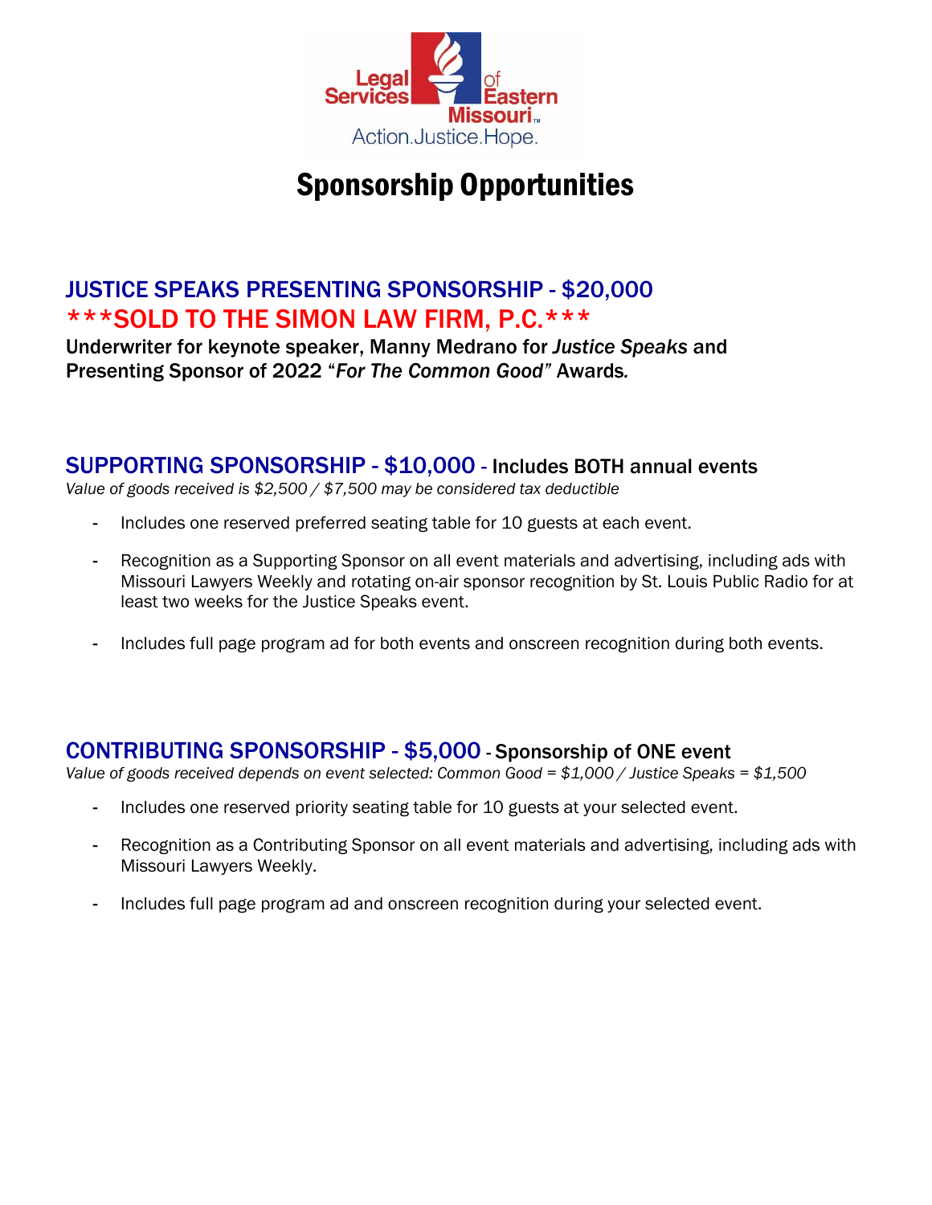Legal Services of Eastern Missouri

Action.Justice.Hope.

# Sponsorship Opportunities

## JUSTICE SPEAKS PRESENTING SPONSORSHIP - $20,000

## ***SOLD TO THE SIMON LAW FIRM, P.C.***

**Underwriter for keynote speaker, Manny Medrano for *Justice Speaks* and Presenting Sponsor of 2022 "*For The Common Good*" Awards.**

## SUPPORTING SPONSORSHIP - $10,000 - Includes BOTH annual events

*Value of goods received is $2,500 / $7,500 may be considered tax deductible*

- Includes one reserved preferred seating table for 10 guests at each event.
- Recognition as a Supporting Sponsor on all event materials and advertising, including ads with Missouri Lawyers Weekly and rotating on-air sponsor recognition by St. Louis Public Radio for at least two weeks for the Justice Speaks event.
- Includes full page program ad for both events and onscreen recognition during both events.

## CONTRIBUTING SPONSORSHIP - $5,000 - Sponsorship of ONE event

*Value of goods received depends on event selected: Common Good = $1,000 / Justice Speaks = $1,500*

- Includes one reserved priority seating table for 10 guests at your selected event.
- Recognition as a Contributing Sponsor on all event materials and advertising, including ads with Missouri Lawyers Weekly.
- Includes full page program ad and onscreen recognition during your selected event.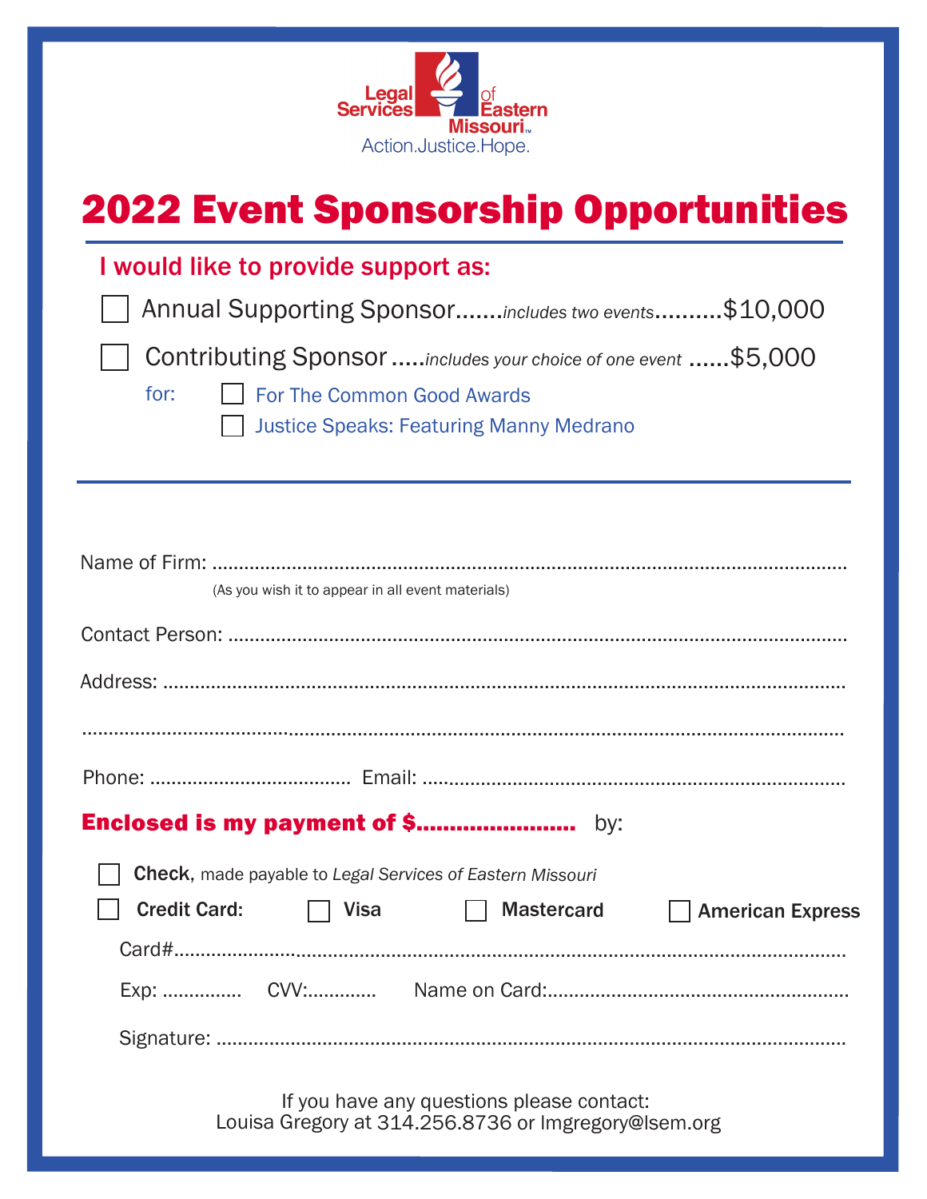Legal Services of Eastern Missouri

Action.Justice.Hope.

# 2022 Event Sponsorship Opportunities

## I would like to provide support as:

☐ Annual Supporting Sponsor.......*includes two events*..........$10,000

☐ Contributing Sponsor .....*includes your choice of one event* ......$5,000

for: ☐ For The Common Good Awards

☐ Justice Speaks: Featuring Manny Medrano

---

Name of Firm: ....................................................................................................................

(As you wish it to appear in all event materials)

Contact Person: ..................................................................................................................

Address: .............................................................................................................................

.............................................................................................................................................

Phone: .................................... Email: ..............................................................................

**Enclosed is my payment of $........................** by:

☐ **Check**, made payable to *Legal Services of Eastern Missouri*

☐ **Credit Card:** ☐ **Visa** ☐ **Mastercard** ☐ **American Express**

Card#.....................................................................................................................

Exp: ............... CVV:............. Name on Card:........................................................

Signature: ...............................................................................................................

If you have any questions please contact:
Louisa Gregory at 314.256.8736 or lmgregory@lsem.org